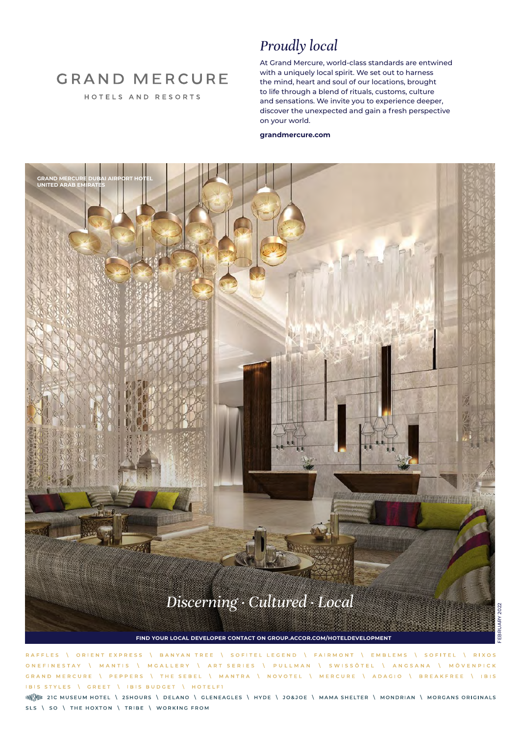# GRAND MERCURE

HOTELS AND RESORTS

## *Proudly local*

At Grand Mercure, world-class standards are entwined with a uniquely local spirit. We set out to harness the mind, heart and soul of our locations, brought to life through a blend of rituals, customs, culture and sensations. We invite you to experience deeper, discover the unexpected and gain a fresh perspective on your world.

**grandmercure.com**

GRAND MERCURE DUBAI AIRPORT HOTEL
UNITED ARAB EMIRATES

*Discerning · Cultured · Local*

FIND YOUR LOCAL DEVELOPER CONTACT ON GROUP.ACCOR.COM/HOTELDEVELOPMENT

FEBRUARY 2022

RAFFLES \ ORIENT EXPRESS \ BANYAN TREE \ SOFITEL LEGEND \ FAIRMONT \ EMBLEMS \ SOFITEL \ RIXOS
ONEFINESTAY \ MANTIS \ MGALLERY \ ART SERIES \ PULLMAN \ SWISSÔTEL \ ANGSANA \ MÖVENPICK
GRAND MERCURE \ PEPPERS \ THE SEBEL \ MANTRA \ NOVOTEL \ MERCURE \ ADAGIO \ BREAKFREE \ IBIS
IBIS STYLES \ GREET \ IBIS BUDGET \ HOTELF1

ENNISMORE 21C MUSEUM HOTEL \ 25HOURS \ DELANO \ GLENEAGLES \ HYDE \ JO&JOE \ MAMA SHELTER \ MONDRIAN \ MORGANS ORIGINALS
SLS \ SO \ THE HOXTON \ TRIBE \ WORKING FROM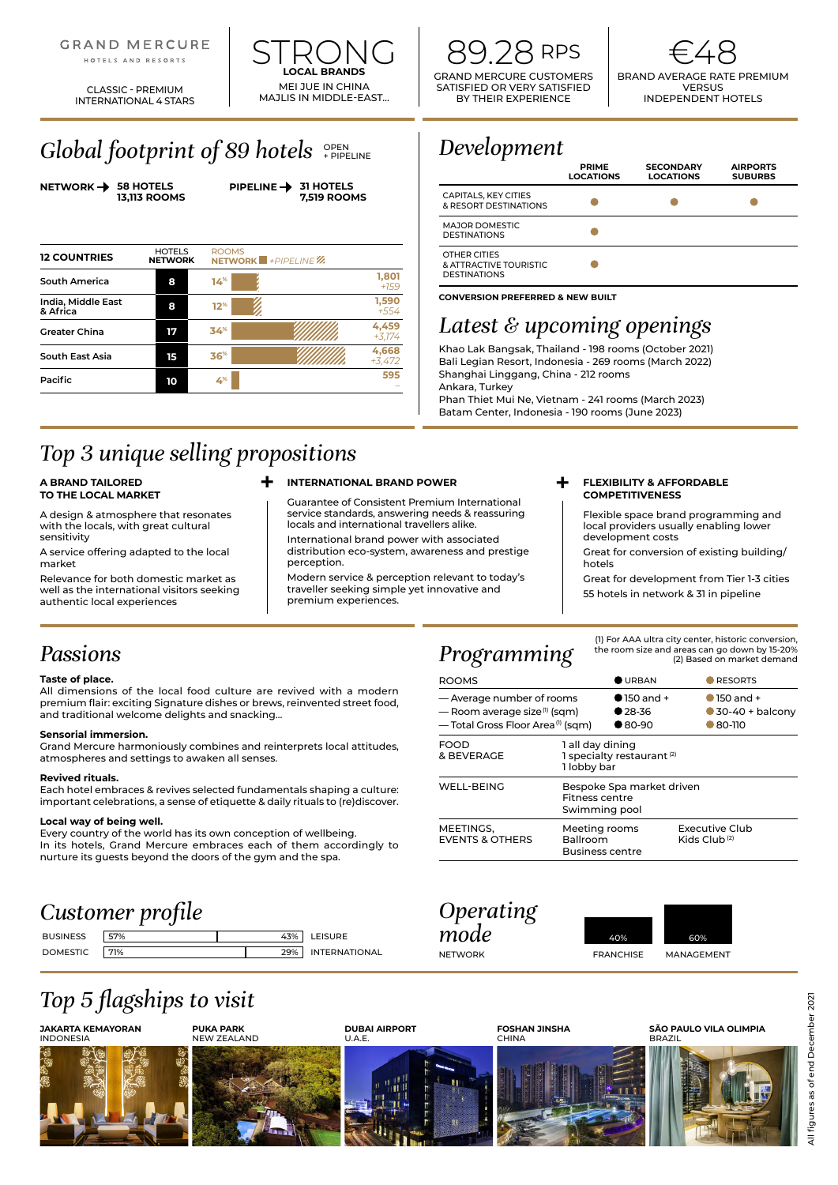GRAND MERCURE

HOTELS AND RESORTS

CLASSIC - PREMIUM
INTERNATIONAL 4 STARS

STRONG
**LOCAL BRANDS**
MEI JUE IN CHINA
MAJLIS IN MIDDLE-EAST...

89.28 RPS
GRAND MERCURE CUSTOMERS SATISFIED OR VERY SATISFIED BY THEIR EXPERIENCE

€48
BRAND AVERAGE RATE PREMIUM VERSUS INDEPENDENT HOTELS

## *Global footprint of 89 hotels* OPEN + PIPELINE

**NETWORK → 58 HOTELS 13,113 ROOMS**

**PIPELINE → 31 HOTELS 7,519 ROOMS**

| 12 COUNTRIES | HOTELS NETWORK | ROOMS NETWORK +PIPELINE | |
|---|---|---|---|
| South America | 8 | 14% | 1,801 +159 |
| India, Middle East & Africa | 8 | 12% | 1,590 +554 |
| Greater China | 17 | 34% | 4,459 +3,174 |
| South East Asia | 15 | 36% | 4,668 +3,472 |
| Pacific | 10 | 4% | 595 – |

## *Development*

| | PRIME LOCATIONS | SECONDARY LOCATIONS | AIRPORTS SUBURBS |
|---|---|---|---|
| CAPITALS, KEY CITIES & RESORT DESTINATIONS | ● | ● | ● |
| MAJOR DOMESTIC DESTINATIONS | ● | | |
| OTHER CITIES & ATTRACTIVE TOURISTIC DESTINATIONS | ● | | |

**CONVERSION PREFERRED & NEW BUILT**

## *Latest & upcoming openings*

Khao Lak Bangsak, Thailand - 198 rooms (October 2021)
Bali Legian Resort, Indonesia - 269 rooms (March 2022)
Shanghai Linggang, China - 212 rooms
Ankara, Turkey
Phan Thiet Mui Ne, Vietnam - 241 rooms (March 2023)
Batam Center, Indonesia - 190 rooms (June 2023)

## *Top 3 unique selling propositions*

**A BRAND TAILORED TO THE LOCAL MARKET**

A design & atmosphere that resonates with the locals, with great cultural sensitivity

A service offering adapted to the local market

Relevance for both domestic market as well as the international visitors seeking authentic local experiences

**+ INTERNATIONAL BRAND POWER**

Guarantee of Consistent Premium International service standards, answering needs & reassuring locals and international travellers alike.

International brand power with associated distribution eco-system, awareness and prestige perception.

Modern service & perception relevant to today's traveller seeking simple yet innovative and premium experiences.

**+ FLEXIBILITY & AFFORDABLE COMPETITIVENESS**

Flexible space brand programming and local providers usually enabling lower development costs

Great for conversion of existing building/ hotels

Great for development from Tier 1-3 cities

55 hotels in network & 31 in pipeline

## *Passions*

**Taste of place.**
All dimensions of the local food culture are revived with a modern premium flair: exciting Signature dishes or brews, reinvented street food, and traditional welcome delights and snacking...

**Sensorial immersion.**
Grand Mercure harmoniously combines and reinterprets local attitudes, atmospheres and settings to awaken all senses.

**Revived rituals.**
Each hotel embraces & revives selected fundamentals shaping a culture: important celebrations, a sense of etiquette & daily rituals to (re)discover.

**Local way of being well.**
Every country of the world has its own conception of wellbeing.
In its hotels, Grand Mercure embraces each of them accordingly to nurture its guests beyond the doors of the gym and the spa.

## *Programming*

(1) For AAA ultra city center, historic conversion, the room size and areas can go down by 15-20%
(2) Based on market demand

| ROOMS | URBAN | RESORTS |
|---|---|---|
| — Average number of rooms | 150 and + | 150 and + |
| — Room average size[1] (sqm) | 28-36 | 30-40 + balcony |
| — Total Gross Floor Area[1] (sqm) | 80-90 | 80-110 |

| | | |
|---|---|---|
| FOOD & BEVERAGE | 1 all day dining<br>1 specialty restaurant[2]<br>1 lobby bar | |
| WELL-BEING | Bespoke Spa market driven<br>Fitness centre<br>Swimming pool | |
| MEETINGS, EVENTS & OTHERS | Meeting rooms<br>Ballroom<br>Business centre | Executive Club<br>Kids Club[2] |

## *Customer profile*

| | | | |
|---|---|---|---|
| BUSINESS | 57% | 43% | LEISURE |
| DOMESTIC | 71% | 29% | INTERNATIONAL |

## *Operating mode*

NETWORK
40% FRANCHISE
60% MANAGEMENT

## *Top 5 flagships to visit*

**JAKARTA KEMAYORAN**
INDONESIA

**PUKA PARK**
NEW ZEALAND

**DUBAI AIRPORT**
U.A.E.

**FOSHAN JINSHA**
CHINA

**SÃO PAULO VILA OLIMPIA**
BRAZIL

All figures as of end December 2021